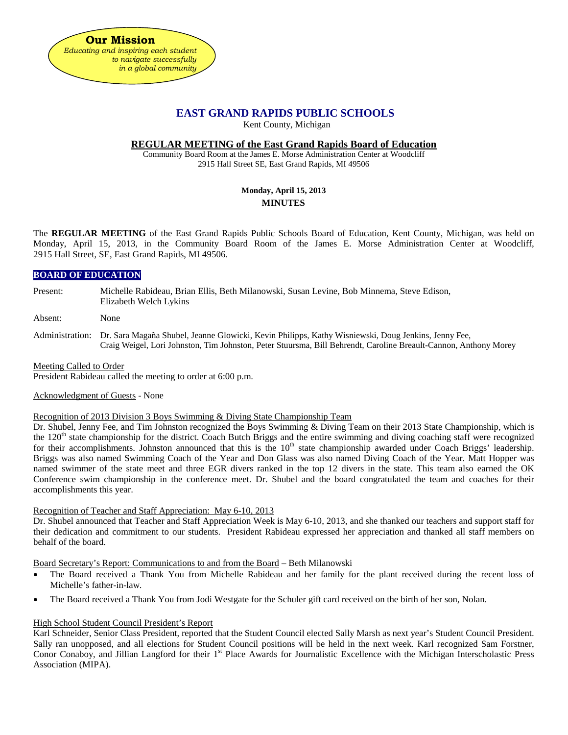**Our Mission**
*Educating and inspiring each student to navigate successfully in a global community*

# EAST GRAND RAPIDS PUBLIC SCHOOLS

Kent County, Michigan

## REGULAR MEETING of the East Grand Rapids Board of Education

Community Board Room at the James E. Morse Administration Center at Woodcliff
2915 Hall Street SE, East Grand Rapids, MI 49506

**Monday, April 15, 2013**

**MINUTES**

The **REGULAR MEETING** of the East Grand Rapids Public Schools Board of Education, Kent County, Michigan, was held on Monday, April 15, 2013, in the Community Board Room of the James E. Morse Administration Center at Woodcliff, 2915 Hall Street, SE, East Grand Rapids, MI 49506.

**BOARD OF EDUCATION**

Present: Michelle Rabideau, Brian Ellis, Beth Milanowski, Susan Levine, Bob Minnema, Steve Edison, Elizabeth Welch Lykins

Absent: None

Administration: Dr. Sara Magaña Shubel, Jeanne Glowicki, Kevin Philipps, Kathy Wisniewski, Doug Jenkins, Jenny Fee, Craig Weigel, Lori Johnston, Tim Johnston, Peter Stuursma, Bill Behrendt, Caroline Breault-Cannon, Anthony Morey

Meeting Called to Order
President Rabideau called the meeting to order at 6:00 p.m.

Acknowledgment of Guests - None

Recognition of 2013 Division 3 Boys Swimming & Diving State Championship Team
Dr. Shubel, Jenny Fee, and Tim Johnston recognized the Boys Swimming & Diving Team on their 2013 State Championship, which is the 120th state championship for the district. Coach Butch Briggs and the entire swimming and diving coaching staff were recognized for their accomplishments. Johnston announced that this is the 10th state championship awarded under Coach Briggs' leadership. Briggs was also named Swimming Coach of the Year and Don Glass was also named Diving Coach of the Year. Matt Hopper was named swimmer of the state meet and three EGR divers ranked in the top 12 divers in the state. This team also earned the OK Conference swim championship in the conference meet. Dr. Shubel and the board congratulated the team and coaches for their accomplishments this year.

Recognition of Teacher and Staff Appreciation: May 6-10, 2013
Dr. Shubel announced that Teacher and Staff Appreciation Week is May 6-10, 2013, and she thanked our teachers and support staff for their dedication and commitment to our students. President Rabideau expressed her appreciation and thanked all staff members on behalf of the board.

Board Secretary's Report: Communications to and from the Board – Beth Milanowski

- The Board received a Thank You from Michelle Rabideau and her family for the plant received during the recent loss of Michelle's father-in-law.
- The Board received a Thank You from Jodi Westgate for the Schuler gift card received on the birth of her son, Nolan.

High School Student Council President's Report
Karl Schneider, Senior Class President, reported that the Student Council elected Sally Marsh as next year's Student Council President. Sally ran unopposed, and all elections for Student Council positions will be held in the next week. Karl recognized Sam Forstner, Conor Conaboy, and Jillian Langford for their 1st Place Awards for Journalistic Excellence with the Michigan Interscholastic Press Association (MIPA).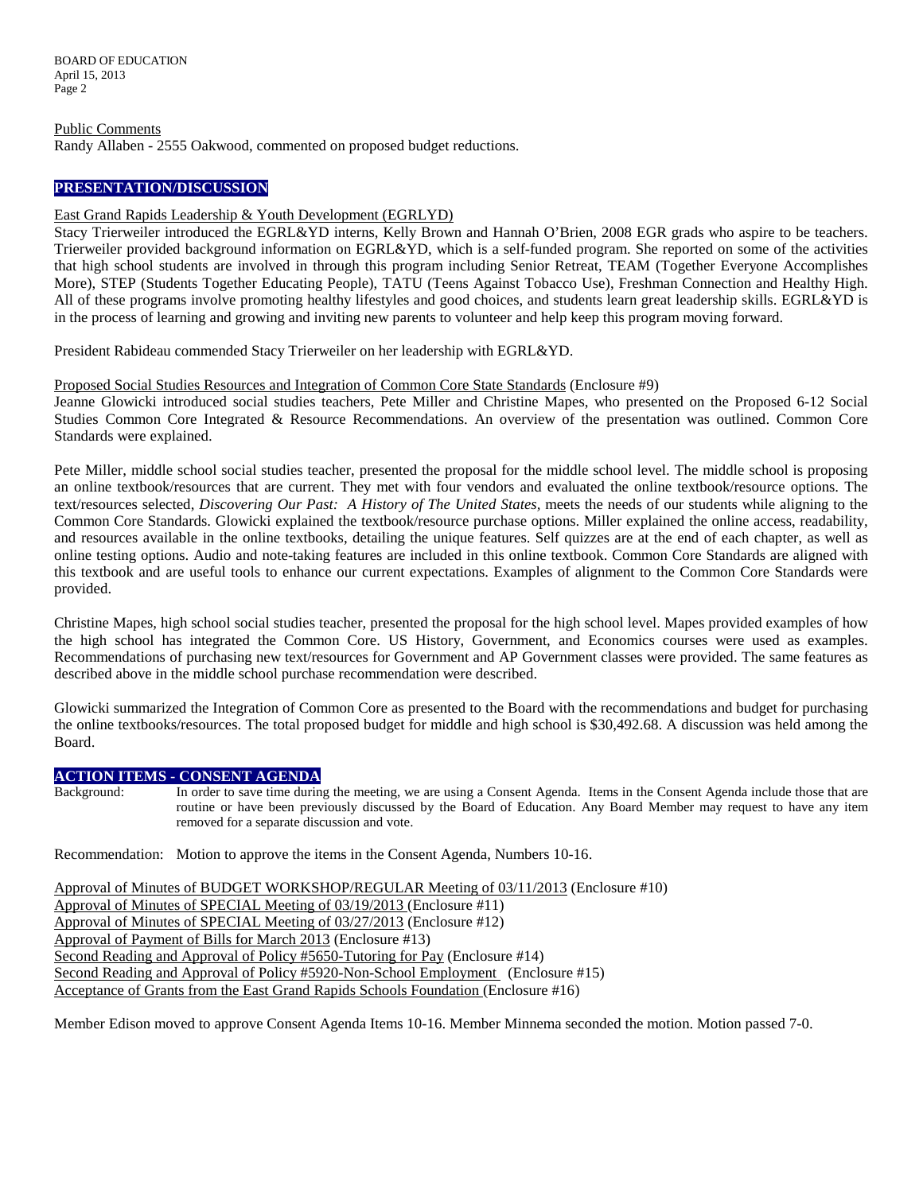Public Comments

Randy Allaben - 2555 Oakwood, commented on proposed budget reductions.

## PRESENTATION/DISCUSSION

East Grand Rapids Leadership & Youth Development (EGRLYD)

Stacy Trierweiler introduced the EGRL&YD interns, Kelly Brown and Hannah O'Brien, 2008 EGR grads who aspire to be teachers. Trierweiler provided background information on EGRL&YD, which is a self-funded program. She reported on some of the activities that high school students are involved in through this program including Senior Retreat, TEAM (Together Everyone Accomplishes More), STEP (Students Together Educating People), TATU (Teens Against Tobacco Use), Freshman Connection and Healthy High. All of these programs involve promoting healthy lifestyles and good choices, and students learn great leadership skills. EGRL&YD is in the process of learning and growing and inviting new parents to volunteer and help keep this program moving forward.

President Rabideau commended Stacy Trierweiler on her leadership with EGRL&YD.

Proposed Social Studies Resources and Integration of Common Core State Standards (Enclosure #9)

Jeanne Glowicki introduced social studies teachers, Pete Miller and Christine Mapes, who presented on the Proposed 6-12 Social Studies Common Core Integrated & Resource Recommendations. An overview of the presentation was outlined. Common Core Standards were explained.

Pete Miller, middle school social studies teacher, presented the proposal for the middle school level. The middle school is proposing an online textbook/resources that are current. They met with four vendors and evaluated the online textbook/resource options. The text/resources selected, *Discovering Our Past: A History of The United States*, meets the needs of our students while aligning to the Common Core Standards. Glowicki explained the textbook/resource purchase options. Miller explained the online access, readability, and resources available in the online textbooks, detailing the unique features. Self quizzes are at the end of each chapter, as well as online testing options. Audio and note-taking features are included in this online textbook. Common Core Standards are aligned with this textbook and are useful tools to enhance our current expectations. Examples of alignment to the Common Core Standards were provided.

Christine Mapes, high school social studies teacher, presented the proposal for the high school level. Mapes provided examples of how the high school has integrated the Common Core. US History, Government, and Economics courses were used as examples. Recommendations of purchasing new text/resources for Government and AP Government classes were provided. The same features as described above in the middle school purchase recommendation were described.

Glowicki summarized the Integration of Common Core as presented to the Board with the recommendations and budget for purchasing the online textbooks/resources. The total proposed budget for middle and high school is $30,492.68. A discussion was held among the Board.

## ACTION ITEMS - CONSENT AGENDA

Background: In order to save time during the meeting, we are using a Consent Agenda. Items in the Consent Agenda include those that are routine or have been previously discussed by the Board of Education. Any Board Member may request to have any item removed for a separate discussion and vote.

Recommendation: Motion to approve the items in the Consent Agenda, Numbers 10-16.

Approval of Minutes of BUDGET WORKSHOP/REGULAR Meeting of 03/11/2013 (Enclosure #10)
Approval of Minutes of SPECIAL Meeting of 03/19/2013 (Enclosure #11)
Approval of Minutes of SPECIAL Meeting of 03/27/2013 (Enclosure #12)
Approval of Payment of Bills for March 2013 (Enclosure #13)
Second Reading and Approval of Policy #5650-Tutoring for Pay (Enclosure #14)
Second Reading and Approval of Policy #5920-Non-School Employment (Enclosure #15)
Acceptance of Grants from the East Grand Rapids Schools Foundation (Enclosure #16)

Member Edison moved to approve Consent Agenda Items 10-16. Member Minnema seconded the motion. Motion passed 7-0.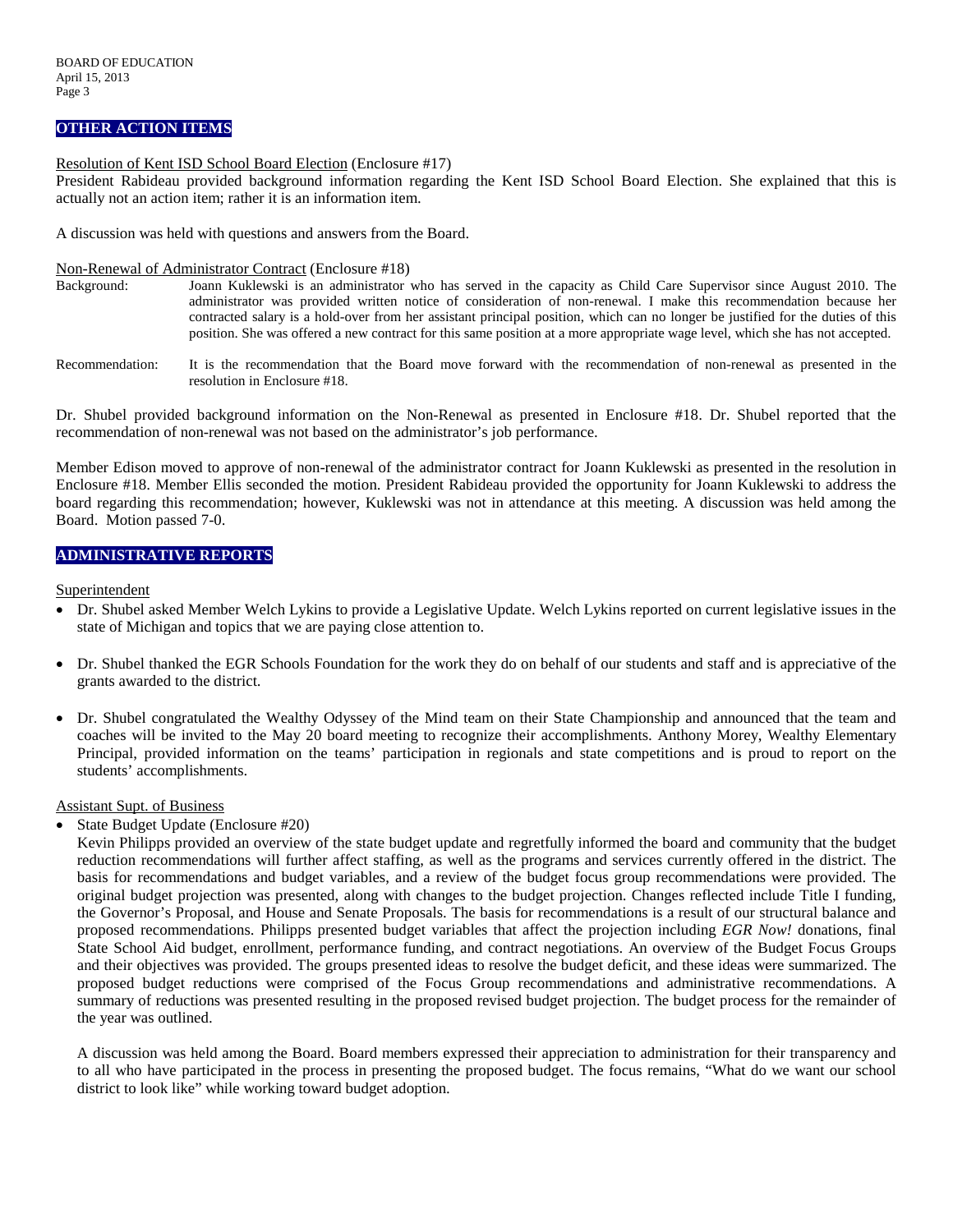## OTHER ACTION ITEMS

Resolution of Kent ISD School Board Election (Enclosure #17)

President Rabideau provided background information regarding the Kent ISD School Board Election. She explained that this is actually not an action item; rather it is an information item.

A discussion was held with questions and answers from the Board.

Non-Renewal of Administrator Contract (Enclosure #18)

Background: Joann Kuklewski is an administrator who has served in the capacity as Child Care Supervisor since August 2010. The administrator was provided written notice of consideration of non-renewal. I make this recommendation because her contracted salary is a hold-over from her assistant principal position, which can no longer be justified for the duties of this position. She was offered a new contract for this same position at a more appropriate wage level, which she has not accepted.

Recommendation: It is the recommendation that the Board move forward with the recommendation of non-renewal as presented in the resolution in Enclosure #18.

Dr. Shubel provided background information on the Non-Renewal as presented in Enclosure #18. Dr. Shubel reported that the recommendation of non-renewal was not based on the administrator's job performance.

Member Edison moved to approve of non-renewal of the administrator contract for Joann Kuklewski as presented in the resolution in Enclosure #18. Member Ellis seconded the motion. President Rabideau provided the opportunity for Joann Kuklewski to address the board regarding this recommendation; however, Kuklewski was not in attendance at this meeting. A discussion was held among the Board. Motion passed 7-0.

## ADMINISTRATIVE REPORTS

Superintendent

- Dr. Shubel asked Member Welch Lykins to provide a Legislative Update. Welch Lykins reported on current legislative issues in the state of Michigan and topics that we are paying close attention to.
- Dr. Shubel thanked the EGR Schools Foundation for the work they do on behalf of our students and staff and is appreciative of the grants awarded to the district.
- Dr. Shubel congratulated the Wealthy Odyssey of the Mind team on their State Championship and announced that the team and coaches will be invited to the May 20 board meeting to recognize their accomplishments. Anthony Morey, Wealthy Elementary Principal, provided information on the teams' participation in regionals and state competitions and is proud to report on the students' accomplishments.

Assistant Supt. of Business

- State Budget Update (Enclosure #20)

  Kevin Philipps provided an overview of the state budget update and regretfully informed the board and community that the budget reduction recommendations will further affect staffing, as well as the programs and services currently offered in the district. The basis for recommendations and budget variables, and a review of the budget focus group recommendations were provided. The original budget projection was presented, along with changes to the budget projection. Changes reflected include Title I funding, the Governor's Proposal, and House and Senate Proposals. The basis for recommendations is a result of our structural balance and proposed recommendations. Philipps presented budget variables that affect the projection including *EGR Now!* donations, final State School Aid budget, enrollment, performance funding, and contract negotiations. An overview of the Budget Focus Groups and their objectives was provided. The groups presented ideas to resolve the budget deficit, and these ideas were summarized. The proposed budget reductions were comprised of the Focus Group recommendations and administrative recommendations. A summary of reductions was presented resulting in the proposed revised budget projection. The budget process for the remainder of the year was outlined.

  A discussion was held among the Board. Board members expressed their appreciation to administration for their transparency and to all who have participated in the process in presenting the proposed budget. The focus remains, "What do we want our school district to look like" while working toward budget adoption.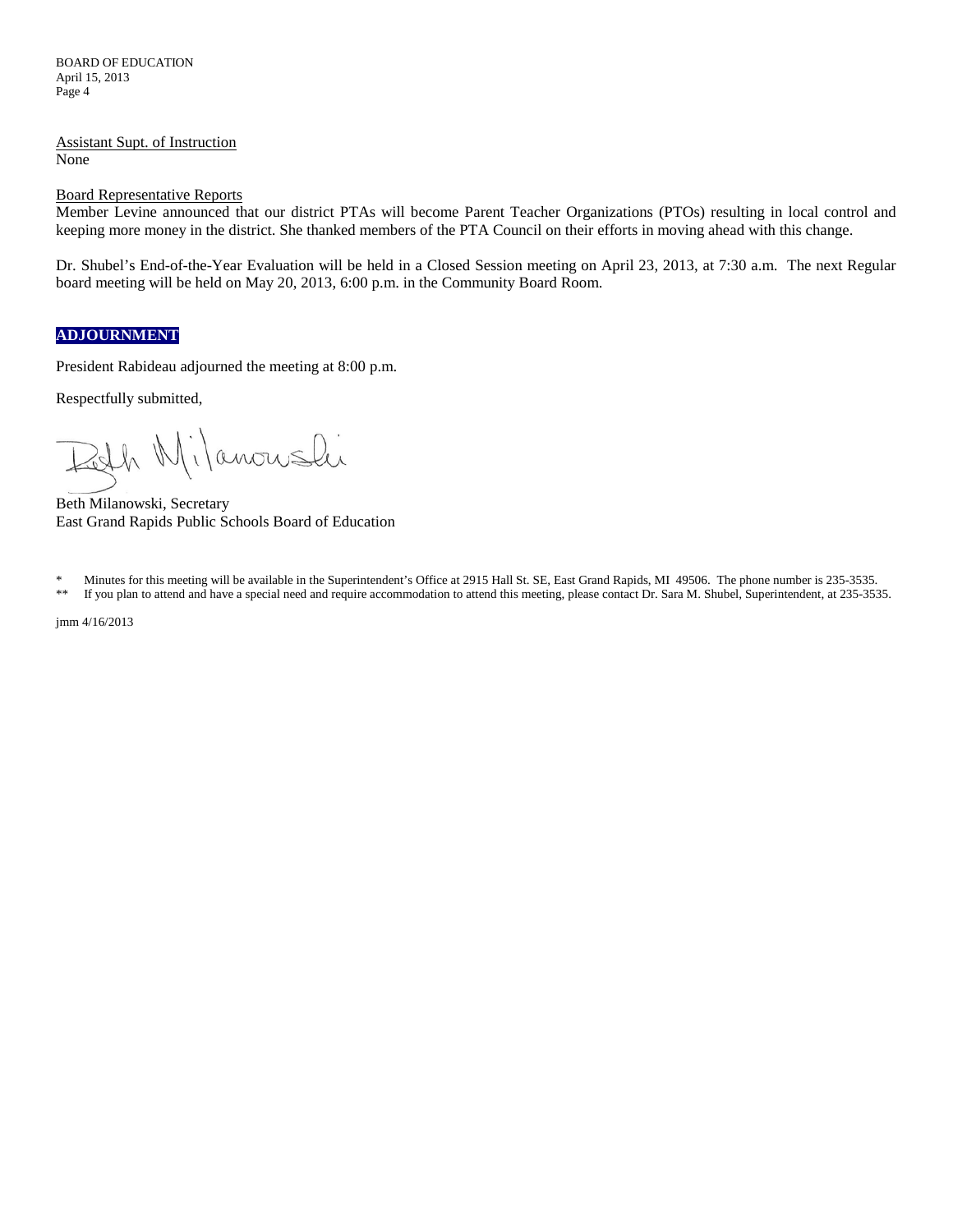Assistant Supt. of Instruction
None

Board Representative Reports
Member Levine announced that our district PTAs will become Parent Teacher Organizations (PTOs) resulting in local control and keeping more money in the district. She thanked members of the PTA Council on their efforts in moving ahead with this change.

Dr. Shubel's End-of-the-Year Evaluation will be held in a Closed Session meeting on April 23, 2013, at 7:30 a.m. The next Regular board meeting will be held on May 20, 2013, 6:00 p.m. in the Community Board Room.

## ADJOURNMENT

President Rabideau adjourned the meeting at 8:00 p.m.

Respectfully submitted,

Beth Milanowski

Beth Milanowski, Secretary
East Grand Rapids Public Schools Board of Education

\* Minutes for this meeting will be available in the Superintendent's Office at 2915 Hall St. SE, East Grand Rapids, MI 49506. The phone number is 235-3535.
\*\* If you plan to attend and have a special need and require accommodation to attend this meeting, please contact Dr. Sara M. Shubel, Superintendent, at 235-3535.

jmm 4/16/2013